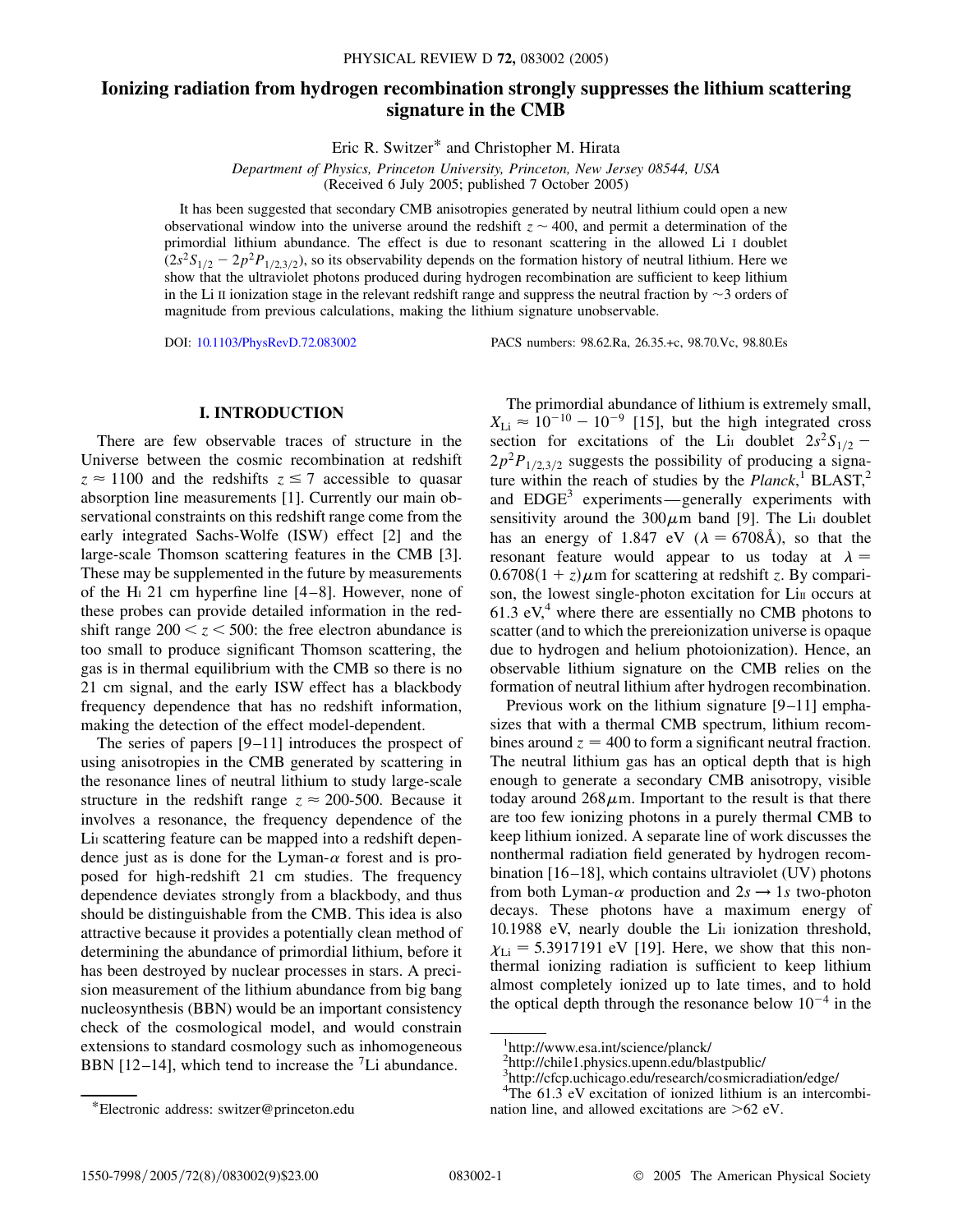# Ionizing radiation from hydrogen recombination strongly suppresses the lithium scattering signature in the CMB

Eric R. Switzer* and Christopher M. Hirata

*Department of Physics, Princeton University, Princeton, New Jersey 08544, USA*
(Received 6 July 2005; published 7 October 2005)

It has been suggested that secondary CMB anisotropies generated by neutral lithium could open a new observational window into the universe around the redshift $z \sim 400$, and permit a determination of the primordial lithium abundance. The effect is due to resonant scattering in the allowed Li I doublet ($2s^2S_{1/2} - 2p^2P_{1/2,3/2}$), so its observability depends on the formation history of neutral lithium. Here we show that the ultraviolet photons produced during hydrogen recombination are sufficient to keep lithium in the Li II ionization stage in the relevant redshift range and suppress the neutral fraction by $\sim$3 orders of magnitude from previous calculations, making the lithium signature unobservable.

DOI: 10.1103/PhysRevD.72.083002 PACS numbers: 98.62.Ra, 26.35.+c, 98.70.Vc, 98.80.Es

## I. INTRODUCTION

There are few observable traces of structure in the Universe between the cosmic recombination at redshift $z \approx 1100$ and the redshifts $z \lesssim 7$ accessible to quasar absorption line measurements [1]. Currently our main observational constraints on this redshift range come from the early integrated Sachs-Wolfe (ISW) effect [2] and the large-scale Thomson scattering features in the CMB [3]. These may be supplemented in the future by measurements of the HI 21 cm hyperfine line [4–8]. However, none of these probes can provide detailed information in the redshift range $200 < z < 500$: the free electron abundance is too small to produce significant Thomson scattering, the gas is in thermal equilibrium with the CMB so there is no 21 cm signal, and the early ISW effect has a blackbody frequency dependence that has no redshift information, making the detection of the effect model-dependent.

The series of papers [9–11] introduces the prospect of using anisotropies in the CMB generated by scattering in the resonance lines of neutral lithium to study large-scale structure in the redshift range $z \approx$ 200-500. Because it involves a resonance, the frequency dependence of the LiI scattering feature can be mapped into a redshift dependence just as is done for the Lyman-$\alpha$ forest and is proposed for high-redshift 21 cm studies. The frequency dependence deviates strongly from a blackbody, and thus should be distinguishable from the CMB. This idea is also attractive because it provides a potentially clean method of determining the abundance of primordial lithium, before it has been destroyed by nuclear processes in stars. A precision measurement of the lithium abundance from big bang nucleosynthesis (BBN) would be an important consistency check of the cosmological model, and would constrain extensions to standard cosmology such as inhomogeneous BBN [12–14], which tend to increase the $^7$Li abundance.

The primordial abundance of lithium is extremely small, $X_{\rm Li} \approx 10^{-10} - 10^{-9}$ [15], but the high integrated cross section for excitations of the LiI doublet $2s^2S_{1/2} - 2p^2P_{1/2,3/2}$ suggests the possibility of producing a signature within the reach of studies by the *Planck*,[1] BLAST,[2] and EDGE[3] experiments—generally experiments with sensitivity around the 300$\mu$m band [9]. The LiI doublet has an energy of 1.847 eV ($\lambda = 6708$Å), so that the resonant feature would appear to us today at $\lambda = 0.6708(1 + z)\mu$m for scattering at redshift $z$. By comparison, the lowest single-photon excitation for LiII occurs at 61.3 eV,[4] where there are essentially no CMB photons to scatter (and to which the prereionization universe is opaque due to hydrogen and helium photoionization). Hence, an observable lithium signature on the CMB relies on the formation of neutral lithium after hydrogen recombination.

Previous work on the lithium signature [9–11] emphasizes that with a thermal CMB spectrum, lithium recombines around $z = 400$ to form a significant neutral fraction. The neutral lithium gas has an optical depth that is high enough to generate a secondary CMB anisotropy, visible today around 268$\mu$m. Important to the result is that there are too few ionizing photons in a purely thermal CMB to keep lithium ionized. A separate line of work discusses the nonthermal radiation field generated by hydrogen recombination [16–18], which contains ultraviolet (UV) photons from both Lyman-$\alpha$ production and $2s \rightarrow 1s$ two-photon decays. These photons have a maximum energy of 10.1988 eV, nearly double the LiI ionization threshold, $\chi_{\rm Li} = 5.3917191$ eV [19]. Here, we show that this nonthermal ionizing radiation is sufficient to keep lithium almost completely ionized up to late times, and to hold the optical depth through the resonance below $10^{-4}$ in the

---

*Electronic address: switzer@princeton.edu

[1] http://www.esa.int/science/planck/

[2] http://chile1.physics.upenn.edu/blastpublic/

[3] http://cfcp.uchicago.edu/research/cosmicradiation/edge/

[4] The 61.3 eV excitation of ionized lithium is an intercombination line, and allowed excitations are >62 eV.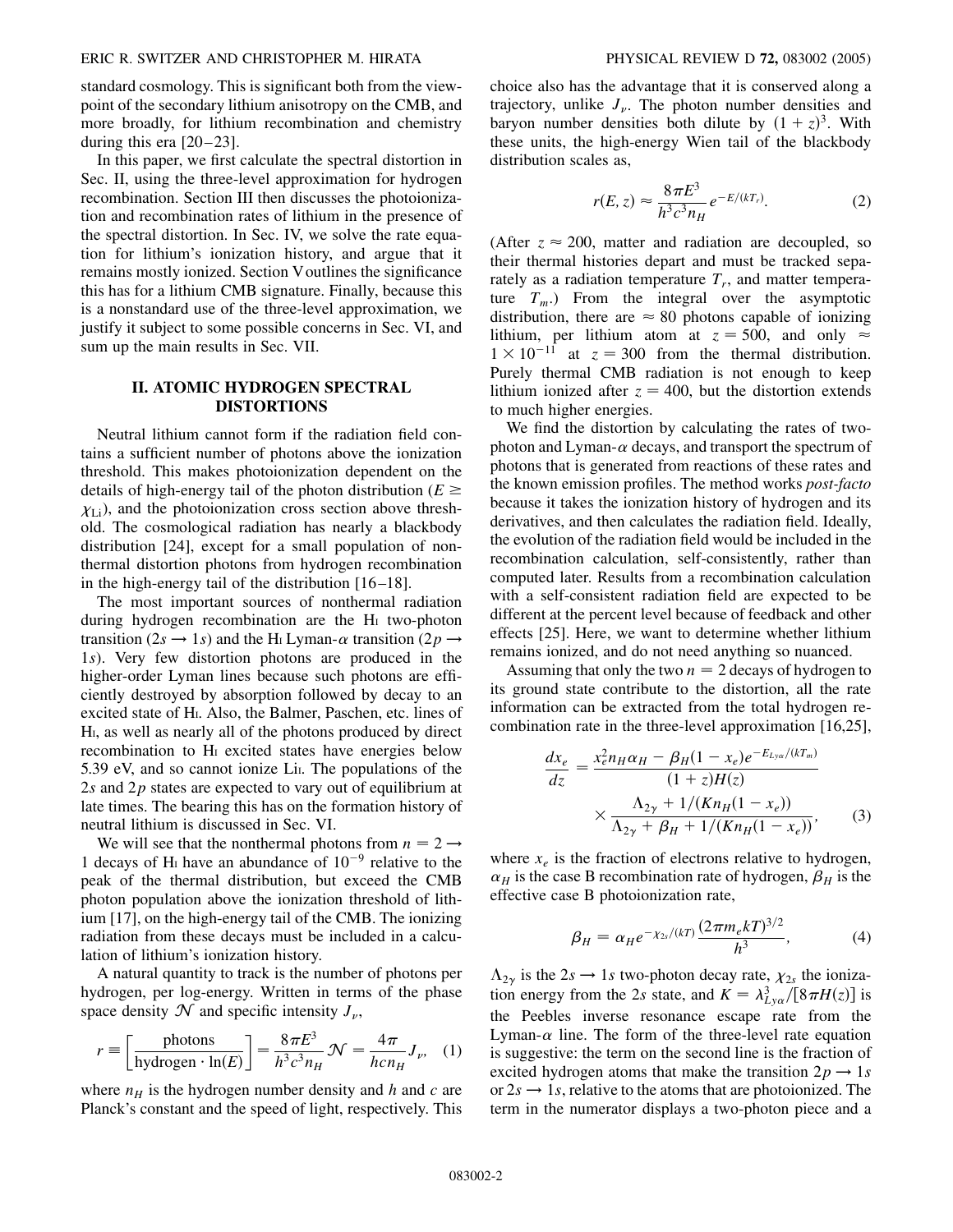standard cosmology. This is significant both from the viewpoint of the secondary lithium anisotropy on the CMB, and more broadly, for lithium recombination and chemistry during this era [20–23].

In this paper, we first calculate the spectral distortion in Sec. II, using the three-level approximation for hydrogen recombination. Section III then discusses the photoionization and recombination rates of lithium in the presence of the spectral distortion. In Sec. IV, we solve the rate equation for lithium's ionization history, and argue that it remains mostly ionized. Section V outlines the significance this has for a lithium CMB signature. Finally, because this is a nonstandard use of the three-level approximation, we justify it subject to some possible concerns in Sec. VI, and sum up the main results in Sec. VII.

## II. ATOMIC HYDROGEN SPECTRAL DISTORTIONS

Neutral lithium cannot form if the radiation field contains a sufficient number of photons above the ionization threshold. This makes photoionization dependent on the details of high-energy tail of the photon distribution ($E \geq \chi_{\rm Li}$), and the photoionization cross section above threshold. The cosmological radiation has nearly a blackbody distribution [24], except for a small population of nonthermal distortion photons from hydrogen recombination in the high-energy tail of the distribution [16–18].

The most important sources of nonthermal radiation during hydrogen recombination are the HI two-photon transition ($2s \rightarrow 1s$) and the HI Lyman-$\alpha$ transition ($2p \rightarrow 1s$). Very few distortion photons are produced in the higher-order Lyman lines because such photons are efficiently destroyed by absorption followed by decay to an excited state of HI. Also, the Balmer, Paschen, etc. lines of HI, as well as nearly all of the photons produced by direct recombination to HI excited states have energies below 5.39 eV, and so cannot ionize LiI. The populations of the $2s$ and $2p$ states are expected to vary out of equilibrium at late times. The bearing this has on the formation history of neutral lithium is discussed in Sec. VI.

We will see that the nonthermal photons from $n = 2 \rightarrow 1$ decays of HI have an abundance of $10^{-9}$ relative to the peak of the thermal distribution, but exceed the CMB photon population above the ionization threshold of lithium [17], on the high-energy tail of the CMB. The ionizing radiation from these decays must be included in a calculation of lithium's ionization history.

A natural quantity to track is the number of photons per hydrogen, per log-energy. Written in terms of the phase space density $\mathcal{N}$ and specific intensity $J_\nu$,

$$r \equiv \left[\frac{\text{photons}}{\text{hydrogen} \cdot \ln(E)}\right] = \frac{8\pi E^3}{h^3 c^3 n_H}\mathcal{N} = \frac{4\pi}{hcn_H}J_\nu, \quad (1)$$

where $n_H$ is the hydrogen number density and $h$ and $c$ are Planck's constant and the speed of light, respectively. This choice also has the advantage that it is conserved along a trajectory, unlike $J_\nu$. The photon number densities and baryon number densities both dilute by $(1+z)^3$. With these units, the high-energy Wien tail of the blackbody distribution scales as,

$$r(E, z) \approx \frac{8\pi E^3}{h^3 c^3 n_H} e^{-E/(kT_r)}. \quad (2)$$

(After $z \approx 200$, matter and radiation are decoupled, so their thermal histories depart and must be tracked separately as a radiation temperature $T_r$, and matter temperature $T_m$.) From the integral over the asymptotic distribution, there are $\approx 80$ photons capable of ionizing lithium, per lithium atom at $z = 500$, and only $\approx 1 \times 10^{-11}$ at $z = 300$ from the thermal distribution. Purely thermal CMB radiation is not enough to keep lithium ionized after $z = 400$, but the distortion extends to much higher energies.

We find the distortion by calculating the rates of two-photon and Lyman-$\alpha$ decays, and transport the spectrum of photons that is generated from reactions of these rates and the known emission profiles. The method works *post-facto* because it takes the ionization history of hydrogen and its derivatives, and then calculates the radiation field. Ideally, the evolution of the radiation field would be included in the recombination calculation, self-consistently, rather than computed later. Results from a recombination calculation with a self-consistent radiation field are expected to be different at the percent level because of feedback and other effects [25]. Here, we want to determine whether lithium remains ionized, and do not need anything so nuanced.

Assuming that only the two $n = 2$ decays of hydrogen to its ground state contribute to the distortion, all the rate information can be extracted from the total hydrogen recombination rate in the three-level approximation [16,25],

$$\frac{dx_e}{dz} = \frac{x_e^2 n_H \alpha_H - \beta_H (1 - x_e) e^{-E_{Ly\alpha}/(kT_m)}}{(1+z)H(z)} \times \frac{\Lambda_{2\gamma} + 1/(K n_H (1 - x_e))}{\Lambda_{2\gamma} + \beta_H + 1/(K n_H (1 - x_e))}, \quad (3)$$

where $x_e$ is the fraction of electrons relative to hydrogen, $\alpha_H$ is the case B recombination rate of hydrogen, $\beta_H$ is the effective case B photoionization rate,

$$\beta_H = \alpha_H e^{-\chi_{2s}/(kT)} \frac{(2\pi m_e kT)^{3/2}}{h^3}, \quad (4)$$

$\Lambda_{2\gamma}$ is the $2s \rightarrow 1s$ two-photon decay rate, $\chi_{2s}$ the ionization energy from the $2s$ state, and $K = \lambda_{Ly\alpha}^3/[8\pi H(z)]$ is the Peebles inverse resonance escape rate from the Lyman-$\alpha$ line. The form of the three-level rate equation is suggestive: the term on the second line is the fraction of excited hydrogen atoms that make the transition $2p \rightarrow 1s$ or $2s \rightarrow 1s$, relative to the atoms that are photoionized. The term in the numerator displays a two-photon piece and a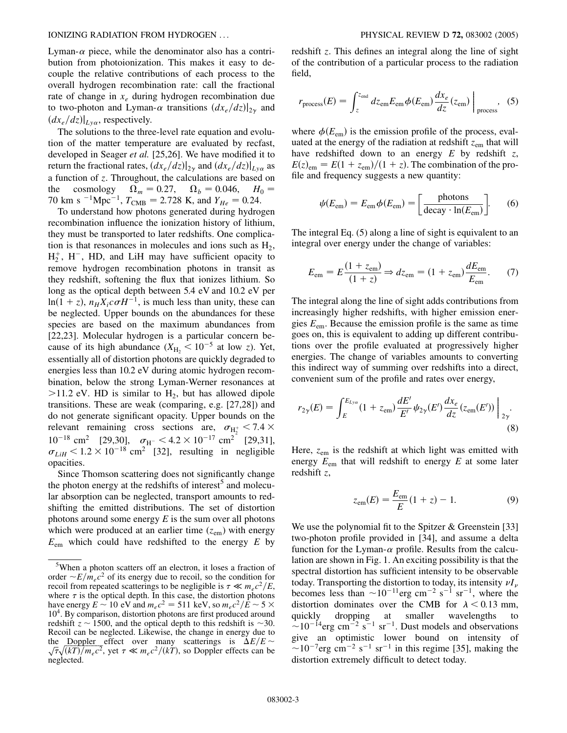Lyman-$\alpha$ piece, while the denominator also has a contribution from photoionization. This makes it easy to decouple the relative contributions of each process to the overall hydrogen recombination rate: call the fractional rate of change in $x_e$ during hydrogen recombination due to two-photon and Lyman-$\alpha$ transitions $(dx_e/dz)|_{2\gamma}$ and $(dx_e/dz)|_{Ly\alpha}$, respectively.

The solutions to the three-level rate equation and evolution of the matter temperature are evaluated by recfast, developed in Seager *et al.* [25,26]. We have modified it to return the fractional rates, $(dx_e/dz)|_{2\gamma}$ and $(dx_e/dz)|_{Ly\alpha}$ as a function of $z$. Throughout, the calculations are based on the cosmology $\Omega_m = 0.27$, $\Omega_b = 0.046$, $H_0 = 70$ km s$^{-1}$Mpc$^{-1}$, $T_{\rm CMB} = 2.728$ K, and $Y_{He} = 0.24$.

To understand how photons generated during hydrogen recombination influence the ionization history of lithium, they must be transported to later redshifts. One complication is that resonances in molecules and ions such as $H_2$, $H_2^+$, $H^-$, HD, and LiH may have sufficient opacity to remove hydrogen recombination photons in transit as they redshift, softening the flux that ionizes lithium. So long as the optical depth between 5.4 eV and 10.2 eV per $\ln(1+z)$, $n_H X_i c \sigma H^{-1}$, is much less than unity, these can be neglected. Upper bounds on the abundances for these species are based on the maximum abundances from [22,23]. Molecular hydrogen is a particular concern because of its high abundance ($X_{H_2} < 10^{-5}$ at low $z$). Yet, essentially all of distortion photons are quickly degraded to energies less than 10.2 eV during atomic hydrogen recombination, below the strong Lyman-Werner resonances at $>11.2$ eV. HD is similar to $H_2$, but has allowed dipole transitions. These are weak (comparing, e.g. [27,28]) and do not generate significant opacity. Upper bounds on the relevant remaining cross sections are, $\sigma_{H_2^+} < 7.4 \times 10^{-18}$ cm$^2$ [29,30], $\sigma_{H^-} < 4.2 \times 10^{-17}$ cm$^2$ [29,31], $\sigma_{LiH} < 1.2 \times 10^{-18}$ cm$^2$ [32], resulting in negligible opacities.

Since Thomson scattering does not significantly change the photon energy at the redshifts of interest[5] and molecular absorption can be neglected, transport amounts to redshifting the emitted distributions. The set of distortion photons around some energy $E$ is the sum over all photons which were produced at an earlier time ($z_{\rm em}$) with energy $E_{\rm em}$ which could have redshifted to the energy $E$ by redshift $z$. This defines an integral along the line of sight of the contribution of a particular process to the radiation field,

$$r_{\rm process}(E) = \int_z^{z_{\rm end}} dz_{\rm em} E_{\rm em} \phi(E_{\rm em}) \frac{dx_e}{dz}(z_{\rm em}) \bigg|_{\rm process}, \quad (5)$$

where $\phi(E_{\rm em})$ is the emission profile of the process, evaluated at the energy of the radiation at redshift $z_{\rm em}$ that will have redshifted down to an energy $E$ by redshift $z$, $E(z)_{\rm em} = E(1+z_{\rm em})/(1+z)$. The combination of the profile and frequency suggests a new quantity:

$$\psi(E_{\rm em}) = E_{\rm em}\phi(E_{\rm em}) = \left[\frac{\rm photons}{{\rm decay} \cdot \ln(E_{\rm em})}\right]. \quad (6)$$

The integral Eq. (5) along a line of sight is equivalent to an integral over energy under the change of variables:

$$E_{\rm em} = E\frac{(1+z_{\rm em})}{(1+z)} \Rightarrow dz_{\rm em} = (1+z_{\rm em})\frac{dE_{\rm em}}{E_{\rm em}}. \quad (7)$$

The integral along the line of sight adds contributions from increasingly higher redshifts, with higher emission energies $E_{\rm em}$. Because the emission profile is the same as time goes on, this is equivalent to adding up different contributions over the profile evaluated at progressively higher energies. The change of variables amounts to converting this indirect way of summing over redshifts into a direct, convenient sum of the profile and rates over energy,

$$r_{2\gamma}(E) = \int_E^{E_{Ly\alpha}} (1+z_{\rm em})\frac{dE'}{E'}\psi_{2\gamma}(E')\frac{dx_e}{dz}(z_{\rm em}(E'))\bigg|_{2\gamma}. \quad (8)$$

Here, $z_{\rm em}$ is the redshift at which light was emitted with energy $E_{\rm em}$ that will redshift to energy $E$ at some later redshift $z$,

$$z_{\rm em}(E) = \frac{E_{\rm em}}{E}(1+z) - 1. \quad (9)$$

We use the polynomial fit to the Spitzer & Greenstein [33] two-photon profile provided in [34], and assume a delta function for the Lyman-$\alpha$ profile. Results from the calculation are shown in Fig. 1. An exciting possibility is that the spectral distortion has sufficient intensity to be observable today. Transporting the distortion to today, its intensity $\nu I_\nu$ becomes less than $\sim 10^{-11}$erg cm$^{-2}$ s$^{-1}$ sr$^{-1}$, where the distortion dominates over the CMB for $\lambda < 0.13$ mm, quickly dropping at smaller wavelengths to $\sim 10^{-14}$erg cm$^{-2}$ s$^{-1}$ sr$^{-1}$. Dust models and observations give an optimistic lower bound on intensity of $\sim 10^{-7}$erg cm$^{-2}$ s$^{-1}$ sr$^{-1}$ in this regime [35], making the distortion extremely difficult to detect today.

---

[5] When a photon scatters off an electron, it loses a fraction of order $\sim E/m_e c^2$ of its energy due to recoil, so the condition for recoil from repeated scatterings to be negligible is $\tau \ll m_e c^2/E$, where $\tau$ is the optical depth. In this case, the distortion photons have energy $E \sim 10$ eV and $m_e c^2 = 511$ keV, so $m_e c^2/E \sim 5 \times 10^4$. By comparison, distortion photons are first produced around redshift $z \sim 1500$, and the optical depth to this redshift is $\sim 30$. Recoil can be neglected. Likewise, the change in energy due to the Doppler effect over many scatterings is $\Delta E/E \sim \sqrt{\tau}\sqrt{(kT)/m_e c^2}$, yet $\tau \ll m_e c^2/(kT)$, so Doppler effects can be neglected.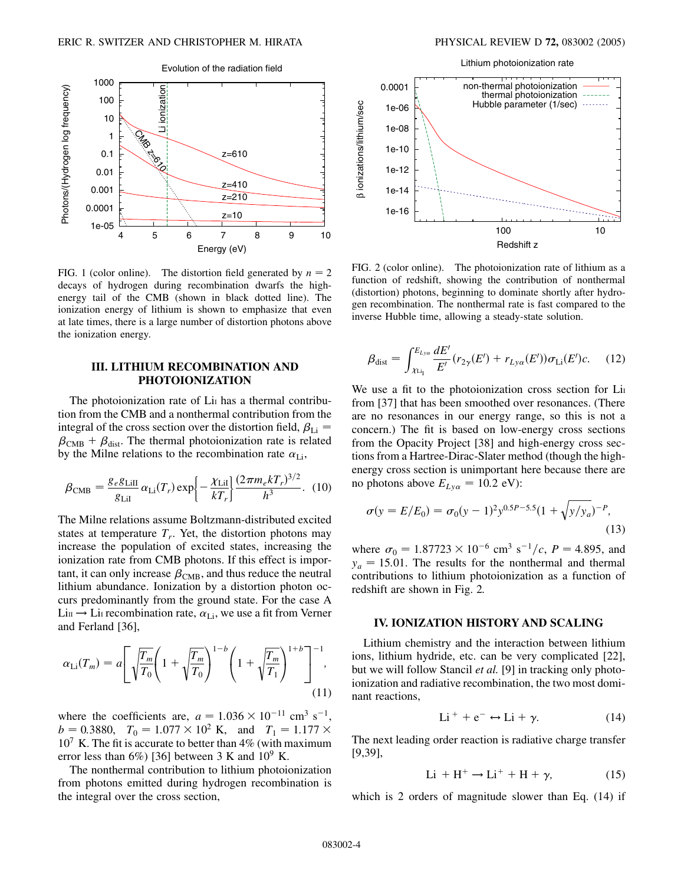FIG. 1 (color online). The distortion field generated by $n = 2$ decays of hydrogen during recombination dwarfs the high-energy tail of the CMB (shown in black dotted line). The ionization energy of lithium is shown to emphasize that even at late times, there is a large number of distortion photons above the ionization energy.

FIG. 2 (color online). The photoionization rate of lithium as a function of redshift, showing the contribution of nonthermal (distortion) photons, beginning to dominate shortly after hydrogen recombination. The nonthermal rate is fast compared to the inverse Hubble time, allowing a steady-state solution.

## III. LITHIUM RECOMBINATION AND PHOTOIONIZATION

The photoionization rate of Li I has a thermal contribution from the CMB and a nonthermal contribution from the integral of the cross section over the distortion field, $\beta_{\rm Li} = \beta_{\rm CMB} + \beta_{\rm dist}$. The thermal photoionization rate is related by the Milne relations to the recombination rate $\alpha_{\rm Li}$,

$$\beta_{\rm CMB} = \frac{g_e g_{\rm LiII}}{g_{\rm LiI}} \alpha_{\rm Li}(T_r) \exp\left\{-\frac{\chi_{\rm LiI}}{kT_r}\right\} \frac{(2\pi m_e k T_r)^{3/2}}{h^3}. \quad (10)$$

The Milne relations assume Boltzmann-distributed excited states at temperature $T_r$. Yet, the distortion photons may increase the population of excited states, increasing the ionization rate from CMB photons. If this effect is important, it can only increase $\beta_{\rm CMB}$, and thus reduce the neutral lithium abundance. Ionization by a distortion photon occurs predominantly from the ground state. For the case A Li II $\to$ Li I recombination rate, $\alpha_{\rm Li}$, we use a fit from Verner and Ferland [36],

$$\alpha_{\rm Li}(T_m) = a\left[\sqrt{\frac{T_m}{T_0}}\left(1 + \sqrt{\frac{T_m}{T_0}}\right)^{1-b}\left(1 + \sqrt{\frac{T_m}{T_1}}\right)^{1+b}\right]^{-1}, \quad (11)$$

where the coefficients are, $a = 1.036 \times 10^{-11}$ cm$^3$ s$^{-1}$, $b = 0.3880$, $T_0 = 1.077 \times 10^2$ K, and $T_1 = 1.177 \times 10^7$ K. The fit is accurate to better than 4% (with maximum error less than 6%) [36] between 3 K and $10^9$ K.

The nonthermal contribution to lithium photoionization from photons emitted during hydrogen recombination is the integral over the cross section,

$$\beta_{\rm dist} = \int_{\chi_{\rm Li_I}}^{E_{Ly\alpha}} \frac{dE'}{E'}(r_{2\gamma}(E') + r_{Ly\alpha}(E'))\sigma_{\rm Li}(E')c. \quad (12)$$

We use a fit to the photoionization cross section for Li I from [37] that has been smoothed over resonances. (There are no resonances in our energy range, so this is not a concern.) The fit is based on low-energy cross sections from the Opacity Project [38] and high-energy cross sections from a Hartree-Dirac-Slater method (though the high-energy cross section is unimportant here because there are no photons above $E_{Ly\alpha} = 10.2$ eV):

$$\sigma(y = E/E_0) = \sigma_0(y-1)^2 y^{0.5P-5.5}(1 + \sqrt{y/y_a})^{-P}, \quad (13)$$

where $\sigma_0 = 1.87723 \times 10^{-6}$ cm$^3$ s$^{-1}/c$, $P = 4.895$, and $y_a = 15.01$. The results for the nonthermal and thermal contributions to lithium photoionization as a function of redshift are shown in Fig. 2.

## IV. IONIZATION HISTORY AND SCALING

Lithium chemistry and the interaction between lithium ions, lithium hydride, etc. can be very complicated [22], but we will follow Stancil *et al.* [9] in tracking only photoionization and radiative recombination, the two most dominant reactions,

$$\text{Li}^+ + e^- \leftrightarrow \text{Li} + \gamma. \quad (14)$$

The next leading order reaction is radiative charge transfer [9,39],

$$\text{Li} + \text{H}^+ \to \text{Li}^+ + \text{H} + \gamma, \quad (15)$$

which is 2 orders of magnitude slower than Eq. (14) if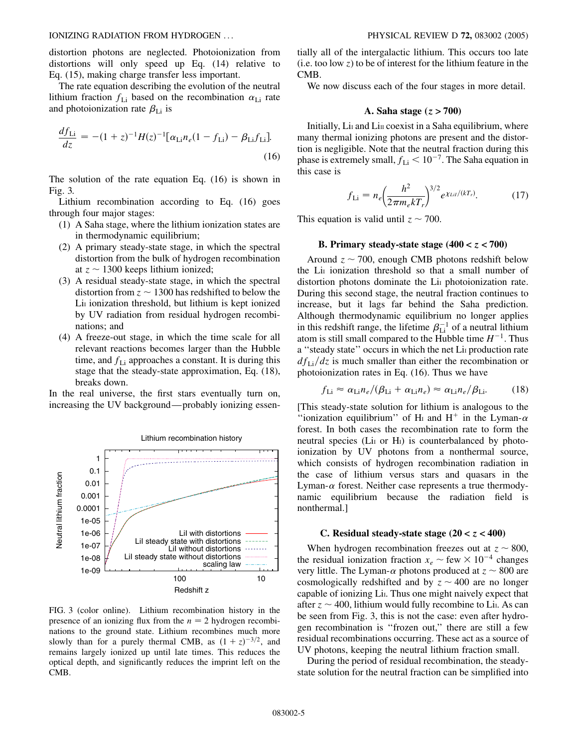distortion photons are neglected. Photoionization from distortions will only speed up Eq. (14) relative to Eq. (15), making charge transfer less important.

The rate equation describing the evolution of the neutral lithium fraction $f_{\rm Li}$ based on the recombination $\alpha_{\rm Li}$ rate and photoionization rate $\beta_{\rm Li}$ is

$$\frac{df_{\rm Li}}{dz} = -(1+z)^{-1}H(z)^{-1}[\alpha_{\rm Li}n_e(1-f_{\rm Li}) - \beta_{\rm Li}f_{\rm Li}]. \tag{16}$$

The solution of the rate equation Eq. (16) is shown in Fig. 3.

Lithium recombination according to Eq. (16) goes through four major stages:

(1) A Saha stage, where the lithium ionization states are in thermodynamic equilibrium;

(2) A primary steady-state stage, in which the spectral distortion from the bulk of hydrogen recombination at $z \sim 1300$ keeps lithium ionized;

(3) A residual steady-state stage, in which the spectral distortion from $z \sim 1300$ has redshifted to below the LiI ionization threshold, but lithium is kept ionized by UV radiation from residual hydrogen recombinations; and

(4) A freeze-out stage, in which the time scale for all relevant reactions becomes larger than the Hubble time, and $f_{\rm Li}$ approaches a constant. It is during this stage that the steady-state approximation, Eq. (18), breaks down.

In the real universe, the first stars eventually turn on, increasing the UV background—probably ionizing essentially all of the intergalactic lithium. This occurs too late (i.e. too low $z$) to be of interest for the lithium feature in the CMB.

FIG. 3 (color online). Lithium recombination history in the presence of an ionizing flux from the $n = 2$ hydrogen recombinations to the ground state. Lithium recombines much more slowly than for a purely thermal CMB, as $(1+z)^{-3/2}$, and remains largely ionized up until late times. This reduces the optical depth, and significantly reduces the imprint left on the CMB.

We now discuss each of the four stages in more detail.

### A. Saha stage ($z > 700$)

Initially, LiI and LiII coexist in a Saha equilibrium, where many thermal ionizing photons are present and the distortion is negligible. Note that the neutral fraction during this phase is extremely small, $f_{\rm Li} < 10^{-7}$. The Saha equation in this case is

$$f_{\rm Li} = n_e\left(\frac{h^2}{2\pi m_e kT_r}\right)^{3/2} e^{\chi_{LiI}/(kT_r)}. \tag{17}$$

This equation is valid until $z \sim 700$.

### B. Primary steady-state stage ($400 < z < 700$)

Around $z \sim 700$, enough CMB photons redshift below the LiI ionization threshold so that a small number of distortion photons dominate the LiI photoionization rate. During this second stage, the neutral fraction continues to increase, but it lags far behind the Saha prediction. Although thermodynamic equilibrium no longer applies in this redshift range, the lifetime $\beta_{\rm Li}^{-1}$ of a neutral lithium atom is still small compared to the Hubble time $H^{-1}$. Thus a "steady state" occurs in which the net LiI production rate $df_{\rm Li}/dz$ is much smaller than either the recombination or photoionization rates in Eq. (16). Thus we have

$$f_{\rm Li} \approx \alpha_{\rm Li}n_e/(\beta_{\rm Li} + \alpha_{\rm Li}n_e) \approx \alpha_{\rm Li}n_e/\beta_{\rm Li}. \tag{18}$$

[This steady-state solution for lithium is analogous to the "ionization equilibrium" of HI and $\rm H^+$ in the Lyman-$\alpha$ forest. In both cases the recombination rate to form the neutral species (LiI or HI) is counterbalanced by photoionization by UV photons from a nonthermal source, which consists of hydrogen recombination radiation in the case of lithium versus stars and quasars in the Lyman-$\alpha$ forest. Neither case represents a true thermodynamic equilibrium because the radiation field is nonthermal.]

### C. Residual steady-state stage ($20 < z < 400$)

When hydrogen recombination freezes out at $z \sim 800$, the residual ionization fraction $x_e \sim$ few $\times 10^{-4}$ changes very little. The Lyman-$\alpha$ photons produced at $z \sim 800$ are cosmologically redshifted and by $z \sim 400$ are no longer capable of ionizing LiI. Thus one might naively expect that after $z \sim 400$, lithium would fully recombine to LiI. As can be seen from Fig. 3, this is not the case: even after hydrogen recombination is "frozen out," there are still a few residual recombinations occurring. These act as a source of UV photons, keeping the neutral lithium fraction small.

During the period of residual recombination, the steady-state solution for the neutral fraction can be simplified into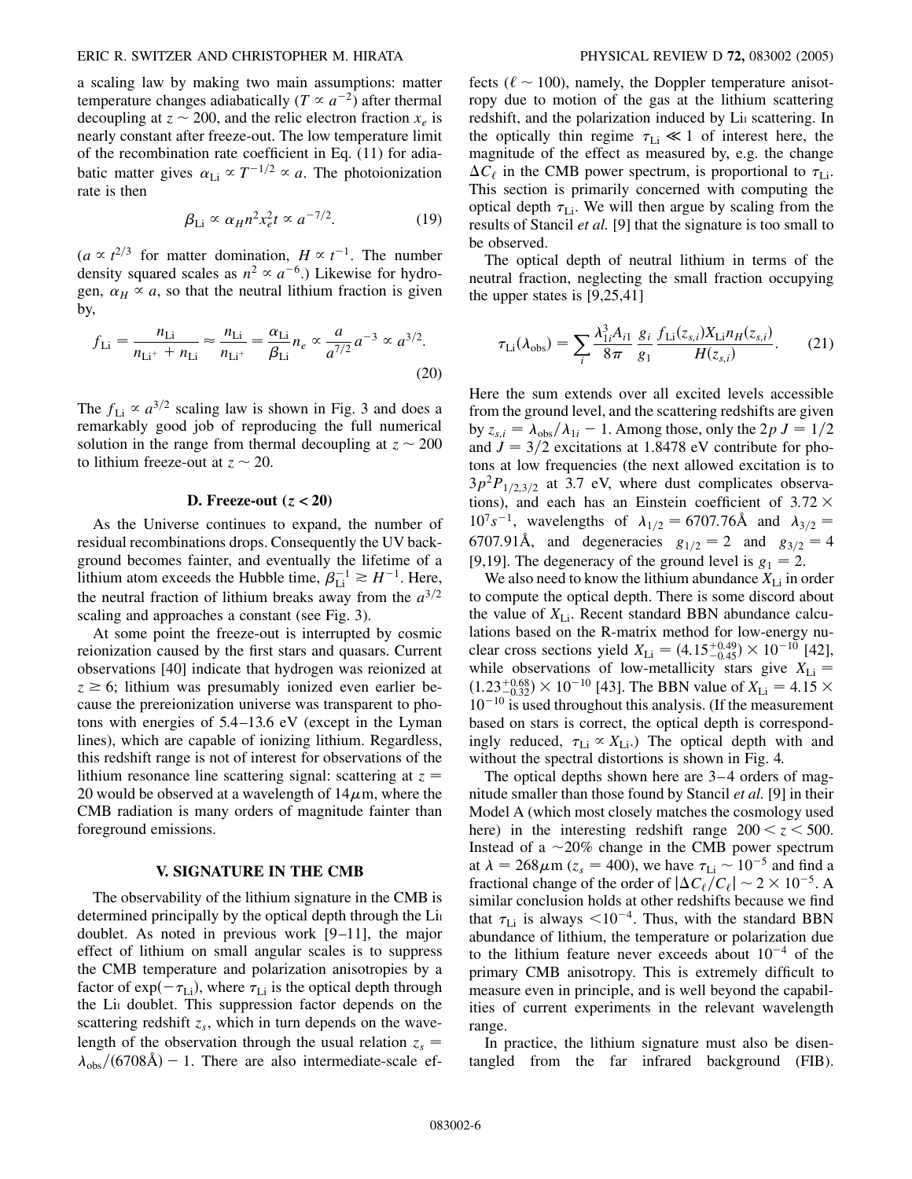a scaling law by making two main assumptions: matter temperature changes adiabatically ($T \propto a^{-2}$) after thermal decoupling at $z \sim 200$, and the relic electron fraction $x_e$ is nearly constant after freeze-out. The low temperature limit of the recombination rate coefficient in Eq. (11) for adiabatic matter gives $\alpha_{\rm Li} \propto T^{-1/2} \propto a$. The photoionization rate is then

$$\beta_{\rm Li} \propto \alpha_H n^2 x_e^2 t \propto a^{-7/2}. \tag{19}$$

($a \propto t^{2/3}$ for matter domination, $H \propto t^{-1}$. The number density squared scales as $n^2 \propto a^{-6}$.) Likewise for hydrogen, $\alpha_H \propto a$, so that the neutral lithium fraction is given by,

$$f_{\rm Li} = \frac{n_{\rm Li}}{n_{\rm Li^+} + n_{\rm Li}} \approx \frac{n_{\rm Li}}{n_{\rm Li^+}} = \frac{\alpha_{\rm Li}}{\beta_{\rm Li}} n_e \propto \frac{a}{a^{7/2}} a^{-3} \propto a^{3/2}. \tag{20}$$

The $f_{\rm Li} \propto a^{3/2}$ scaling law is shown in Fig. 3 and does a remarkably good job of reproducing the full numerical solution in the range from thermal decoupling at $z \sim 200$ to lithium freeze-out at $z \sim 20$.

### D. Freeze-out ($z < 20$)

As the Universe continues to expand, the number of residual recombinations drops. Consequently the UV background becomes fainter, and eventually the lifetime of a lithium atom exceeds the Hubble time, $\beta_{\rm Li}^{-1} \gtrsim H^{-1}$. Here, the neutral fraction of lithium breaks away from the $a^{3/2}$ scaling and approaches a constant (see Fig. 3).

At some point the freeze-out is interrupted by cosmic reionization caused by the first stars and quasars. Current observations [40] indicate that hydrogen was reionized at $z \gtrsim 6$; lithium was presumably ionized even earlier because the prereionization universe was transparent to photons with energies of 5.4–13.6 eV (except in the Lyman lines), which are capable of ionizing lithium. Regardless, this redshift range is not of interest for observations of the lithium resonance line scattering signal: scattering at $z = 20$ would be observed at a wavelength of $14\mu$m, where the CMB radiation is many orders of magnitude fainter than foreground emissions.

## V. SIGNATURE IN THE CMB

The observability of the lithium signature in the CMB is determined principally by the optical depth through the LiI doublet. As noted in previous work [9–11], the major effect of lithium on small angular scales is to suppress the CMB temperature and polarization anisotropies by a factor of $\exp(-\tau_{\rm Li})$, where $\tau_{\rm Li}$ is the optical depth through the LiI doublet. This suppression factor depends on the scattering redshift $z_s$, which in turn depends on the wavelength of the observation through the usual relation $z_s = \lambda_{\rm obs}/(6708\text{Å}) - 1$. There are also intermediate-scale effects ($\ell \sim 100$), namely, the Doppler temperature anisotropy due to motion of the gas at the lithium scattering redshift, and the polarization induced by LiI scattering. In the optically thin regime $\tau_{\rm Li} \ll 1$ of interest here, the magnitude of the effect as measured by, e.g. the change $\Delta C_\ell$ in the CMB power spectrum, is proportional to $\tau_{\rm Li}$. This section is primarily concerned with computing the optical depth $\tau_{\rm Li}$. We will then argue by scaling from the results of Stancil *et al.* [9] that the signature is too small to be observed.

The optical depth of neutral lithium in terms of the neutral fraction, neglecting the small fraction occupying the upper states is [9,25,41]

$$\tau_{\rm Li}(\lambda_{\rm obs}) = \sum_i \frac{\lambda_{1i}^3 A_{i1}}{8\pi} \frac{g_i}{g_1} \frac{f_{\rm Li}(z_{s,i}) X_{\rm Li} n_H(z_{s,i})}{H(z_{s,i})}. \tag{21}$$

Here the sum extends over all excited levels accessible from the ground level, and the scattering redshifts are given by $z_{s,i} = \lambda_{\rm obs}/\lambda_{1i} - 1$. Among those, only the $2p$ $J = 1/2$ and $J = 3/2$ excitations at 1.8478 eV contribute for photons at low frequencies (the next allowed excitation is to $3p^2P_{1/2,3/2}$ at 3.7 eV, where dust complicates observations), and each has an Einstein coefficient of $3.72 \times 10^7 s^{-1}$, wavelengths of $\lambda_{1/2} = 6707.76$Å and $\lambda_{3/2} = 6707.91$Å, and degeneracies $g_{1/2} = 2$ and $g_{3/2} = 4$ [9,19]. The degeneracy of the ground level is $g_1 = 2$.

We also need to know the lithium abundance $X_{\rm Li}$ in order to compute the optical depth. There is some discord about the value of $X_{\rm Li}$. Recent standard BBN abundance calculations based on the R-matrix method for low-energy nuclear cross sections yield $X_{\rm Li} = (4.15^{+0.49}_{-0.45}) \times 10^{-10}$ [42], while observations of low-metallicity stars give $X_{\rm Li} = (1.23^{+0.68}_{-0.32}) \times 10^{-10}$ [43]. The BBN value of $X_{\rm Li} = 4.15 \times 10^{-10}$ is used throughout this analysis. (If the measurement based on stars is correct, the optical depth is correspondingly reduced, $\tau_{\rm Li} \propto X_{\rm Li}$.) The optical depth with and without the spectral distortions is shown in Fig. 4.

The optical depths shown here are 3–4 orders of magnitude smaller than those found by Stancil *et al.* [9] in their Model A (which most closely matches the cosmology used here) in the interesting redshift range $200 < z < 500$. Instead of a $\sim$20% change in the CMB power spectrum at $\lambda = 268\mu$m ($z_s = 400$), we have $\tau_{\rm Li} \sim 10^{-5}$ and find a fractional change of the order of $|\Delta C_\ell / C_\ell| \sim 2 \times 10^{-5}$. A similar conclusion holds at other redshifts because we find that $\tau_{\rm Li}$ is always $< 10^{-4}$. Thus, with the standard BBN abundance of lithium, the temperature or polarization due to the lithium feature never exceeds about $10^{-4}$ of the primary CMB anisotropy. This is extremely difficult to measure even in principle, and is well beyond the capabilities of current experiments in the relevant wavelength range.

In practice, the lithium signature must also be disentangled from the far infrared background (FIB).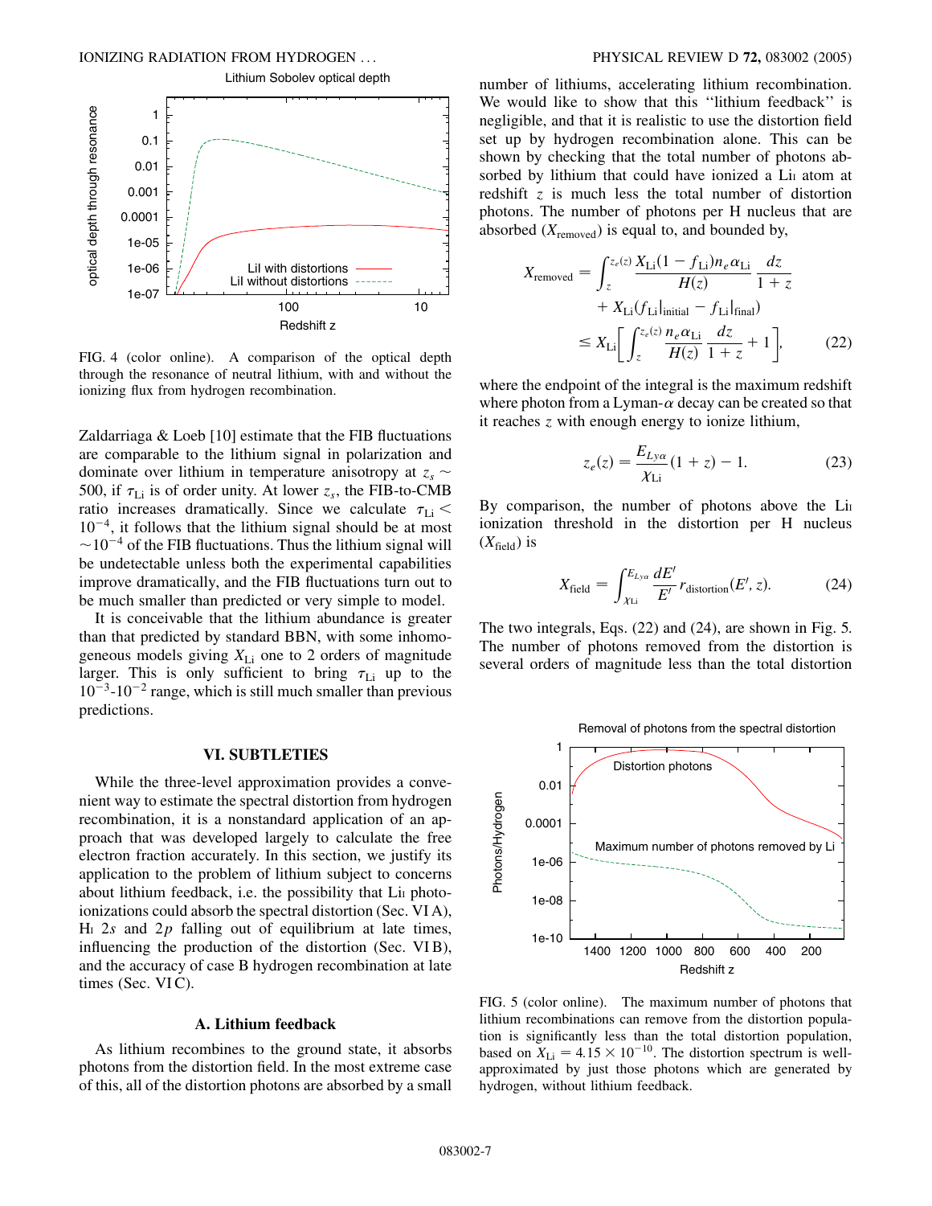FIG. 4 (color online). A comparison of the optical depth through the resonance of neutral lithium, with and without the ionizing flux from hydrogen recombination.

Zaldarriaga & Loeb [10] estimate that the FIB fluctuations are comparable to the lithium signal in polarization and dominate over lithium in temperature anisotropy at $z_s \sim 500$, if $\tau_{\rm Li}$ is of order unity. At lower $z_s$, the FIB-to-CMB ratio increases dramatically. Since we calculate $\tau_{\rm Li} < 10^{-4}$, it follows that the lithium signal should be at most $\sim 10^{-4}$ of the FIB fluctuations. Thus the lithium signal will be undetectable unless both the experimental capabilities improve dramatically, and the FIB fluctuations turn out to be much smaller than predicted or very simple to model.

It is conceivable that the lithium abundance is greater than that predicted by standard BBN, with some inhomogeneous models giving $X_{\rm Li}$ one to 2 orders of magnitude larger. This is only sufficient to bring $\tau_{\rm Li}$ up to the $10^{-3}$-$10^{-2}$ range, which is still much smaller than previous predictions.

## VI. SUBTLETIES

While the three-level approximation provides a convenient way to estimate the spectral distortion from hydrogen recombination, it is a nonstandard application of an approach that was developed largely to calculate the free electron fraction accurately. In this section, we justify its application to the problem of lithium subject to concerns about lithium feedback, i.e. the possibility that Li I photoionizations could absorb the spectral distortion (Sec. VI A), H I $2s$ and $2p$ falling out of equilibrium at late times, influencing the production of the distortion (Sec. VI B), and the accuracy of case B hydrogen recombination at late times (Sec. VI C).

### A. Lithium feedback

As lithium recombines to the ground state, it absorbs photons from the distortion field. In the most extreme case of this, all of the distortion photons are absorbed by a small number of lithiums, accelerating lithium recombination. We would like to show that this "lithium feedback" is negligible, and that it is realistic to use the distortion field set up by hydrogen recombination alone. This can be shown by checking that the total number of photons absorbed by lithium that could have ionized a Li I atom at redshift $z$ is much less the total number of distortion photons. The number of photons per H nucleus that are absorbed ($X_{\rm removed}$) is equal to, and bounded by,

$$
\begin{aligned}
X_{\rm removed} &= \int_z^{z_e(z)} \frac{X_{\rm Li}(1-f_{\rm Li})n_e\alpha_{\rm Li}}{H(z)}\frac{dz}{1+z} \\
&\quad + X_{\rm Li}(f_{\rm Li}|_{\rm initial} - f_{\rm Li}|_{\rm final}) \\
&\leq X_{\rm Li}\left[\int_z^{z_e(z)} \frac{n_e\alpha_{\rm Li}}{H(z)}\frac{dz}{1+z} + 1\right], \qquad (22)
\end{aligned}
$$

where the endpoint of the integral is the maximum redshift where photon from a Lyman-$\alpha$ decay can be created so that it reaches $z$ with enough energy to ionize lithium,

$$
z_e(z) = \frac{E_{Ly\alpha}}{\chi_{\rm Li}}(1+z) - 1. \qquad (23)
$$

By comparison, the number of photons above the Li I ionization threshold in the distortion per H nucleus ($X_{\rm field}$) is

$$
X_{\rm field} = \int_{\chi_{\rm Li}}^{E_{Ly\alpha}} \frac{dE'}{E'} r_{\rm distortion}(E', z). \qquad (24)
$$

The two integrals, Eqs. (22) and (24), are shown in Fig. 5. The number of photons removed from the distortion is several orders of magnitude less than the total distortion

FIG. 5 (color online). The maximum number of photons that lithium recombinations can remove from the distortion population is significantly less than the total distortion population, based on $X_{\rm Li} = 4.15 \times 10^{-10}$. The distortion spectrum is well-approximated by just those photons which are generated by hydrogen, without lithium feedback.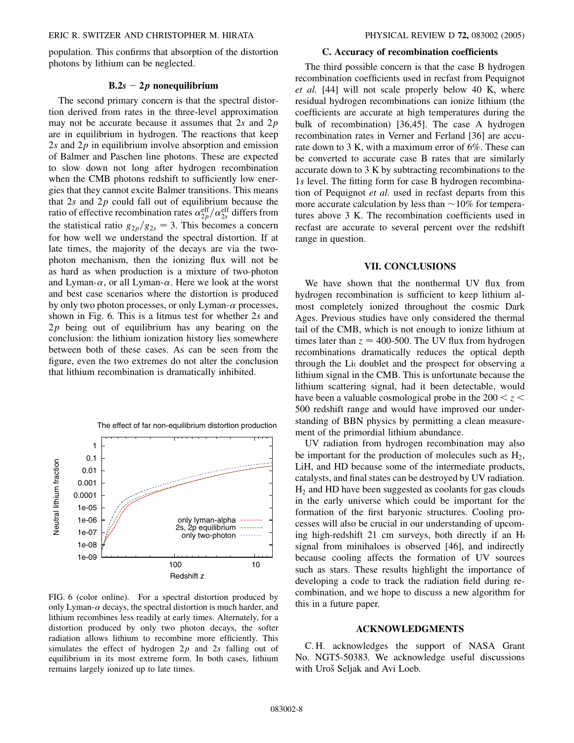population. This confirms that absorption of the distortion photons by lithium can be neglected.

### B. $2s - 2p$ nonequilibrium

The second primary concern is that the spectral distortion derived from rates in the three-level approximation may not be accurate because it assumes that $2s$ and $2p$ are in equilibrium in hydrogen. The reactions that keep $2s$ and $2p$ in equilibrium involve absorption and emission of Balmer and Paschen line photons. These are expected to slow down not long after hydrogen recombination when the CMB photons redshift to sufficiently low energies that they cannot excite Balmer transitions. This means that $2s$ and $2p$ could fall out of equilibrium because the ratio of effective recombination rates $\alpha_{2p}^{\rm eff}/\alpha_{2s}^{\rm eff}$ differs from the statistical ratio $g_{2p}/g_{2s} = 3$. This becomes a concern for how well we understand the spectral distortion. If at late times, the majority of the decays are via the two-photon mechanism, then the ionizing flux will not be as hard as when production is a mixture of two-photon and Lyman-$\alpha$, or all Lyman-$\alpha$. Here we look at the worst and best case scenarios where the distortion is produced by only two photon processes, or only Lyman-$\alpha$ processes, shown in Fig. 6. This is a litmus test for whether $2s$ and $2p$ being out of equilibrium has any bearing on the conclusion: the lithium ionization history lies somewhere between both of these cases. As can be seen from the figure, even the two extremes do not alter the conclusion that lithium recombination is dramatically inhibited.

FIG. 6 (color online). For a spectral distortion produced by only Lyman-$\alpha$ decays, the spectral distortion is much harder, and lithium recombines less readily at early times. Alternately, for a distortion produced by only two photon decays, the softer radiation allows lithium to recombine more efficiently. This simulates the effect of hydrogen $2p$ and $2s$ falling out of equilibrium in its most extreme form. In both cases, lithium remains largely ionized up to late times.

### C. Accuracy of recombination coefficients

The third possible concern is that the case B hydrogen recombination coefficients used in recfast from Pequignot *et al.* [44] will not scale properly below 40 K, where residual hydrogen recombinations can ionize lithium (the coefficients are accurate at high temperatures during the bulk of recombination) [36,45]. The case A hydrogen recombination rates in Verner and Ferland [36] are accurate down to 3 K, with a maximum error of 6%. These can be converted to accurate case B rates that are similarly accurate down to 3 K by subtracting recombinations to the $1s$ level. The fitting form for case B hydrogen recombination of Pequignot *et al.* used in recfast departs from this more accurate calculation by less than $\sim$10% for temperatures above 3 K. The recombination coefficients used in recfast are accurate to several percent over the redshift range in question.

## VII. CONCLUSIONS

We have shown that the nonthermal UV flux from hydrogen recombination is sufficient to keep lithium almost completely ionized throughout the cosmic Dark Ages. Previous studies have only considered the thermal tail of the CMB, which is not enough to ionize lithium at times later than $z \approx$ 400-500. The UV flux from hydrogen recombinations dramatically reduces the optical depth through the Li I doublet and the prospect for observing a lithium signal in the CMB. This is unfortunate because the lithium scattering signal, had it been detectable, would have been a valuable cosmological probe in the $200 < z < 500$ redshift range and would have improved our understanding of BBN physics by permitting a clean measurement of the primordial lithium abundance.

UV radiation from hydrogen recombination may also be important for the production of molecules such as $H_2$, LiH, and HD because some of the intermediate products, catalysts, and final states can be destroyed by UV radiation. $H_2$ and HD have been suggested as coolants for gas clouds in the early universe which could be important for the formation of the first baryonic structures. Cooling processes will also be crucial in our understanding of upcoming high-redshift 21 cm surveys, both directly if an H I signal from minihaloes is observed [46], and indirectly because cooling affects the formation of UV sources such as stars. These results highlight the importance of developing a code to track the radiation field during recombination, and we hope to discuss a new algorithm for this in a future paper.

## ACKNOWLEDGMENTS

C. H. acknowledges the support of NASA Grant No. NGT5-50383. We acknowledge useful discussions with Uroš Seljak and Avi Loeb.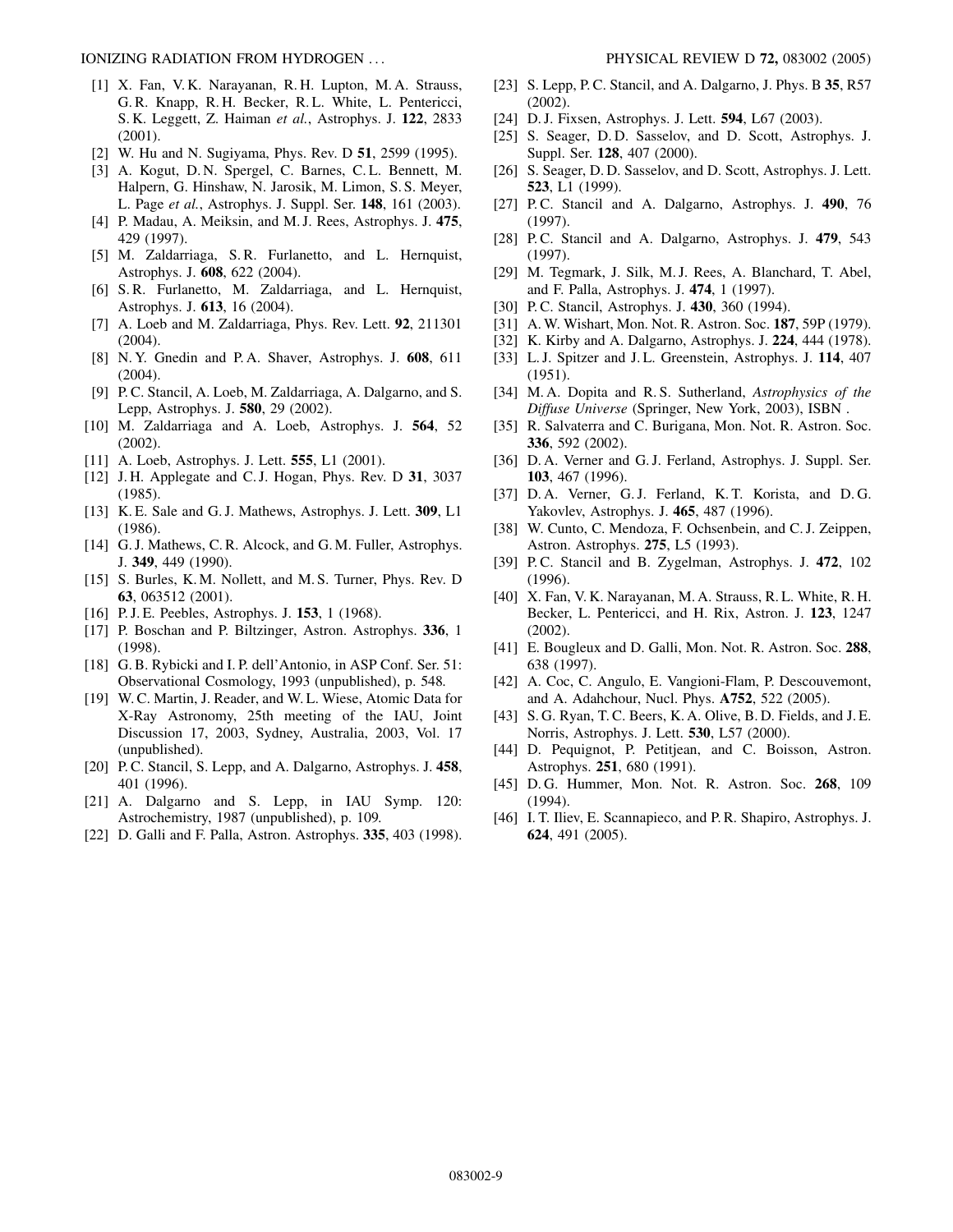[1] X. Fan, V. K. Narayanan, R. H. Lupton, M. A. Strauss, G. R. Knapp, R. H. Becker, R. L. White, L. Pentericci, S. K. Leggett, Z. Haiman *et al.*, Astrophys. J. **122**, 2833 (2001).

[2] W. Hu and N. Sugiyama, Phys. Rev. D **51**, 2599 (1995).

[3] A. Kogut, D. N. Spergel, C. Barnes, C. L. Bennett, M. Halpern, G. Hinshaw, N. Jarosik, M. Limon, S. S. Meyer, L. Page *et al.*, Astrophys. J. Suppl. Ser. **148**, 161 (2003).

[4] P. Madau, A. Meiksin, and M. J. Rees, Astrophys. J. **475**, 429 (1997).

[5] M. Zaldarriaga, S. R. Furlanetto, and L. Hernquist, Astrophys. J. **608**, 622 (2004).

[6] S. R. Furlanetto, M. Zaldarriaga, and L. Hernquist, Astrophys. J. **613**, 16 (2004).

[7] A. Loeb and M. Zaldarriaga, Phys. Rev. Lett. **92**, 211301 (2004).

[8] N. Y. Gnedin and P. A. Shaver, Astrophys. J. **608**, 611 (2004).

[9] P. C. Stancil, A. Loeb, M. Zaldarriaga, A. Dalgarno, and S. Lepp, Astrophys. J. **580**, 29 (2002).

[10] M. Zaldarriaga and A. Loeb, Astrophys. J. **564**, 52 (2002).

[11] A. Loeb, Astrophys. J. Lett. **555**, L1 (2001).

[12] J. H. Applegate and C. J. Hogan, Phys. Rev. D **31**, 3037 (1985).

[13] K. E. Sale and G. J. Mathews, Astrophys. J. Lett. **309**, L1 (1986).

[14] G. J. Mathews, C. R. Alcock, and G. M. Fuller, Astrophys. J. **349**, 449 (1990).

[15] S. Burles, K. M. Nollett, and M. S. Turner, Phys. Rev. D **63**, 063512 (2001).

[16] P. J. E. Peebles, Astrophys. J. **153**, 1 (1968).

[17] P. Boschan and P. Biltzinger, Astron. Astrophys. **336**, 1 (1998).

[18] G. B. Rybicki and I. P. dell'Antonio, in ASP Conf. Ser. 51: Observational Cosmology, 1993 (unpublished), p. 548.

[19] W. C. Martin, J. Reader, and W. L. Wiese, Atomic Data for X-Ray Astronomy, 25th meeting of the IAU, Joint Discussion 17, 2003, Sydney, Australia, 2003, Vol. 17 (unpublished).

[20] P. C. Stancil, S. Lepp, and A. Dalgarno, Astrophys. J. **458**, 401 (1996).

[21] A. Dalgarno and S. Lepp, in IAU Symp. 120: Astrochemistry, 1987 (unpublished), p. 109.

[22] D. Galli and F. Palla, Astron. Astrophys. **335**, 403 (1998).

[23] S. Lepp, P. C. Stancil, and A. Dalgarno, J. Phys. B **35**, R57 (2002).

[24] D. J. Fixsen, Astrophys. J. Lett. **594**, L67 (2003).

[25] S. Seager, D. D. Sasselov, and D. Scott, Astrophys. J. Suppl. Ser. **128**, 407 (2000).

[26] S. Seager, D. D. Sasselov, and D. Scott, Astrophys. J. Lett. **523**, L1 (1999).

[27] P. C. Stancil and A. Dalgarno, Astrophys. J. **490**, 76 (1997).

[28] P. C. Stancil and A. Dalgarno, Astrophys. J. **479**, 543 (1997).

[29] M. Tegmark, J. Silk, M. J. Rees, A. Blanchard, T. Abel, and F. Palla, Astrophys. J. **474**, 1 (1997).

[30] P. C. Stancil, Astrophys. J. **430**, 360 (1994).

[31] A. W. Wishart, Mon. Not. R. Astron. Soc. **187**, 59P (1979).

[32] K. Kirby and A. Dalgarno, Astrophys. J. **224**, 444 (1978).

[33] L. J. Spitzer and J. L. Greenstein, Astrophys. J. **114**, 407 (1951).

[34] M. A. Dopita and R. S. Sutherland, *Astrophysics of the Diffuse Universe* (Springer, New York, 2003), ISBN .

[35] R. Salvaterra and C. Burigana, Mon. Not. R. Astron. Soc. **336**, 592 (2002).

[36] D. A. Verner and G. J. Ferland, Astrophys. J. Suppl. Ser. **103**, 467 (1996).

[37] D. A. Verner, G. J. Ferland, K. T. Korista, and D. G. Yakovlev, Astrophys. J. **465**, 487 (1996).

[38] W. Cunto, C. Mendoza, F. Ochsenbein, and C. J. Zeippen, Astron. Astrophys. **275**, L5 (1993).

[39] P. C. Stancil and B. Zygelman, Astrophys. J. **472**, 102 (1996).

[40] X. Fan, V. K. Narayanan, M. A. Strauss, R. L. White, R. H. Becker, L. Pentericci, and H. Rix, Astron. J. **123**, 1247 (2002).

[41] E. Bougleux and D. Galli, Mon. Not. R. Astron. Soc. **288**, 638 (1997).

[42] A. Coc, C. Angulo, E. Vangioni-Flam, P. Descouvemont, and A. Adahchour, Nucl. Phys. **A752**, 522 (2005).

[43] S. G. Ryan, T. C. Beers, K. A. Olive, B. D. Fields, and J. E. Norris, Astrophys. J. Lett. **530**, L57 (2000).

[44] D. Pequignot, P. Petitjean, and C. Boisson, Astron. Astrophys. **251**, 680 (1991).

[45] D. G. Hummer, Mon. Not. R. Astron. Soc. **268**, 109 (1994).

[46] I. T. Iliev, E. Scannapieco, and P. R. Shapiro, Astrophys. J. **624**, 491 (2005).